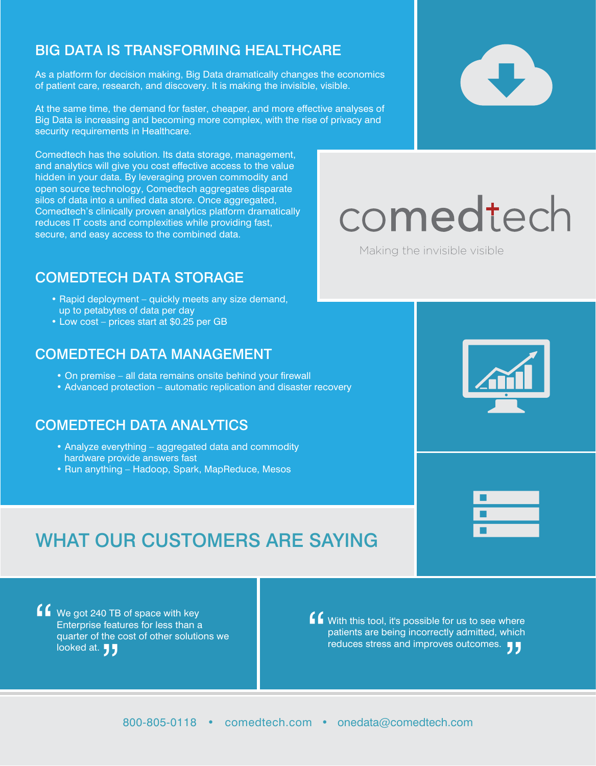## BIG DATA IS TRANSFORMING HEALTHCARE

As a platform for decision making, Big Data dramatically changes the economics of patient care, research, and discovery. It is making the invisible, visible.

At the same time, the demand for faster, cheaper, and more effective analyses of Big Data is increasing and becoming more complex, with the rise of privacy and security requirements in Healthcare.

Comedtech has the solution. Its data storage, management, and analytics will give you cost effective access to the value hidden in your data. By leveraging proven commodity and open source technology, Comedtech aggregates disparate silos of data into a unified data store. Once aggregated, Comedtech's clinically proven analytics platform dramatically reduces IT costs and complexities while providing fast, secure, and easy access to the combined data.

comedtech

Making the invisible visible

## COMEDTECH DATA STORAGE

- Rapid deployment – quickly meets any size demand, up to petabytes of data per day
- Low cost – prices start at $0.25 per GB

## COMEDTECH DATA MANAGEMENT

- On premise – all data remains onsite behind your firewall
- Advanced protection – automatic replication and disaster recovery

## COMEDTECH DATA ANALYTICS

- Analyze everything – aggregated data and commodity hardware provide answers fast
- Run anything – Hadoop, Spark, MapReduce, Mesos

## WHAT OUR CUSTOMERS ARE SAYING

> "We got 240 TB of space with key Enterprise features for less than a quarter of the cost of other solutions we looked at."

> "With this tool, it's possible for us to see where patients are being incorrectly admitted, which reduces stress and improves outcomes."

800-805-0118 • comedtech.com • onedata@comedtech.com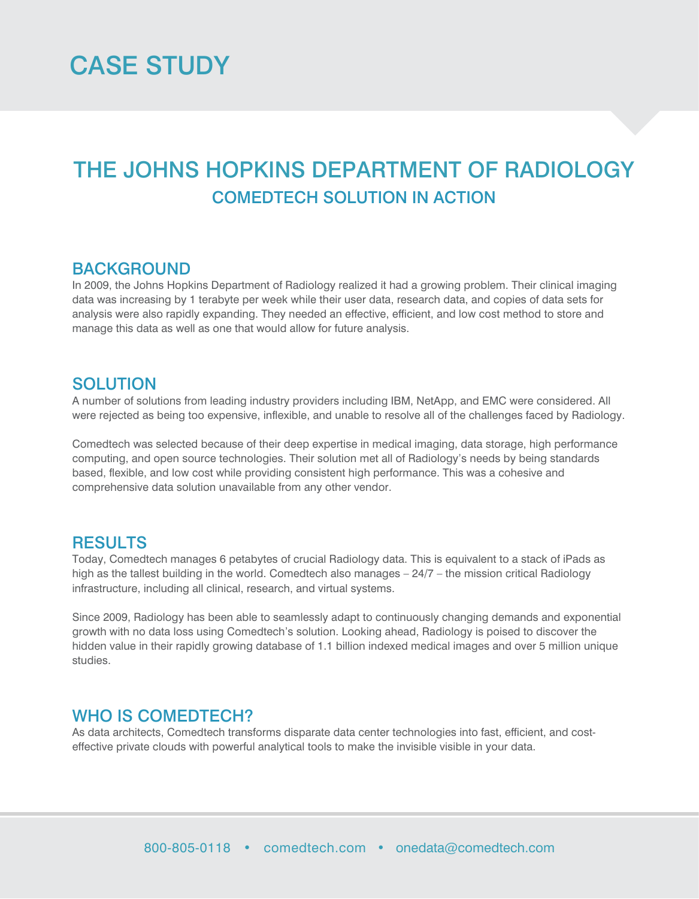# CASE STUDY

## THE JOHNS HOPKINS DEPARTMENT OF RADIOLOGY

### COMEDTECH SOLUTION IN ACTION

## BACKGROUND

In 2009, the Johns Hopkins Department of Radiology realized it had a growing problem. Their clinical imaging data was increasing by 1 terabyte per week while their user data, research data, and copies of data sets for analysis were also rapidly expanding. They needed an effective, efficient, and low cost method to store and manage this data as well as one that would allow for future analysis.

## SOLUTION

A number of solutions from leading industry providers including IBM, NetApp, and EMC were considered. All were rejected as being too expensive, inflexible, and unable to resolve all of the challenges faced by Radiology.

Comedtech was selected because of their deep expertise in medical imaging, data storage, high performance computing, and open source technologies. Their solution met all of Radiology's needs by being standards based, flexible, and low cost while providing consistent high performance. This was a cohesive and comprehensive data solution unavailable from any other vendor.

## RESULTS

Today, Comedtech manages 6 petabytes of crucial Radiology data. This is equivalent to a stack of iPads as high as the tallest building in the world. Comedtech also manages – 24/7 – the mission critical Radiology infrastructure, including all clinical, research, and virtual systems.

Since 2009, Radiology has been able to seamlessly adapt to continuously changing demands and exponential growth with no data loss using Comedtech's solution. Looking ahead, Radiology is poised to discover the hidden value in their rapidly growing database of 1.1 billion indexed medical images and over 5 million unique studies.

## WHO IS COMEDTECH?

As data architects, Comedtech transforms disparate data center technologies into fast, efficient, and cost-effective private clouds with powerful analytical tools to make the invisible visible in your data.

800-805-0118 • comedtech.com • onedata@comedtech.com